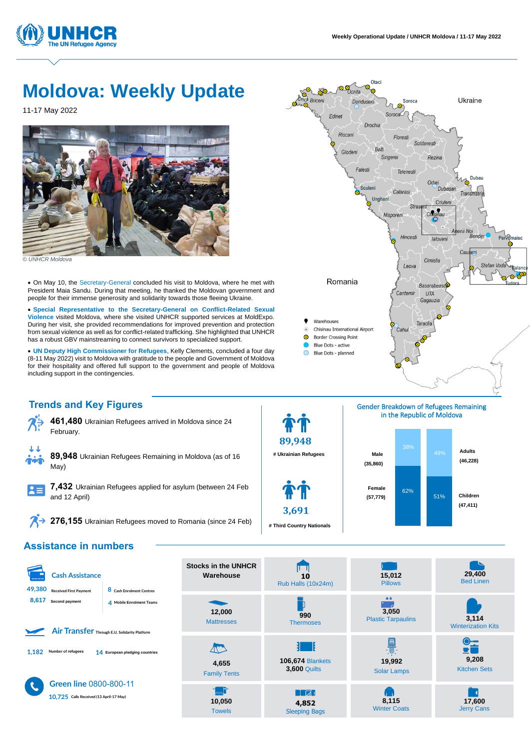# Moldova: Weekly Update

11-17 May 2022

© UNHCR Moldova

- On May 10, the Secretary-General concluded his visit to Moldova, where he met with President Maia Sandu. During that meeting, he thanked the Moldovan government and people for their immense generosity and solidarity towards those fleeing Ukraine.
- **Special Representative to the Secretary-General on Conflict-Related Sexual Violence** visited Moldova, where she visited UNHCR supported services at MoldExpo. During her visit, she provided recommendations for improved prevention and protection from sexual violence as well as for conflict-related trafficking. She highlighted that UNHCR has a robust GBV mainstreaming to connect survivors to specialized support.
- **UN Deputy High Commissioner for Refugees**, Kelly Clements, concluded a four day (8-11 May 2022) visit to Moldova with gratitude to the people and Government of Moldova for their hospitality and offered full support to the government and people of Moldova including support in the contingencies.

Map legend: Warehouses; Chisinau International Airport; Border Crossing Point; Blue Dots - active; Blue Dots - planned

## Trends and Key Figures

**461,480** Ukrainian Refugees arrived in Moldova since 24 February.

**89,948** Ukrainian Refugees Remaining in Moldova (as of 16 May)

**7,432** Ukrainian Refugees applied for asylum (between 24 Feb and 12 April)

**276,155** Ukrainian Refugees moved to Romania (since 24 Feb)

**89,948** # Ukrainian Refugees

**3,691** # Third Country Nationals

### Gender Breakdown of Refugees Remaining in the Republic of Moldova

| | Gender | | Age |
|---|---|---|---|
| Male (35,860) | 38% | 49% | Adults (46,228) |
| Female (57,779) | 62% | 51% | Children (47,411) |

## Assistance in numbers

**Cash Assistance**
- 49,380 Received First Payment
- 8,617 Second payment
- 8 Cash Enrolment Centres
- 4 Mobile Enrolment Teams

**Air Transfer** Through E.U. Solidarity Platform
- 1,182 Number of refugees
- 14 European pledging countries

**Green line 0800-800-11**
- 10,725 Calls Received (13 April-17 May)

**Stocks in the UNHCR Warehouse**

| Item | Quantity |
|---|---|
| Rub Halls (10x24m) | 10 |
| Pillows | 15,012 |
| Bed Linen | 29,400 |
| Mattresses | 12,000 |
| Thermoses | 990 |
| Plastic Tarpaulins | 3,050 |
| Winterization Kits | 3,114 |
| Family Tents | 4,655 |
| Blankets | 106,674 |
| Quilts | 3,600 |
| Solar Lamps | 19,992 |
| Kitchen Sets | 9,208 |
| Towels | 10,050 |
| Sleeping Bags | 4,852 |
| Winter Coats | 8,115 |
| Jerry Cans | 17,600 |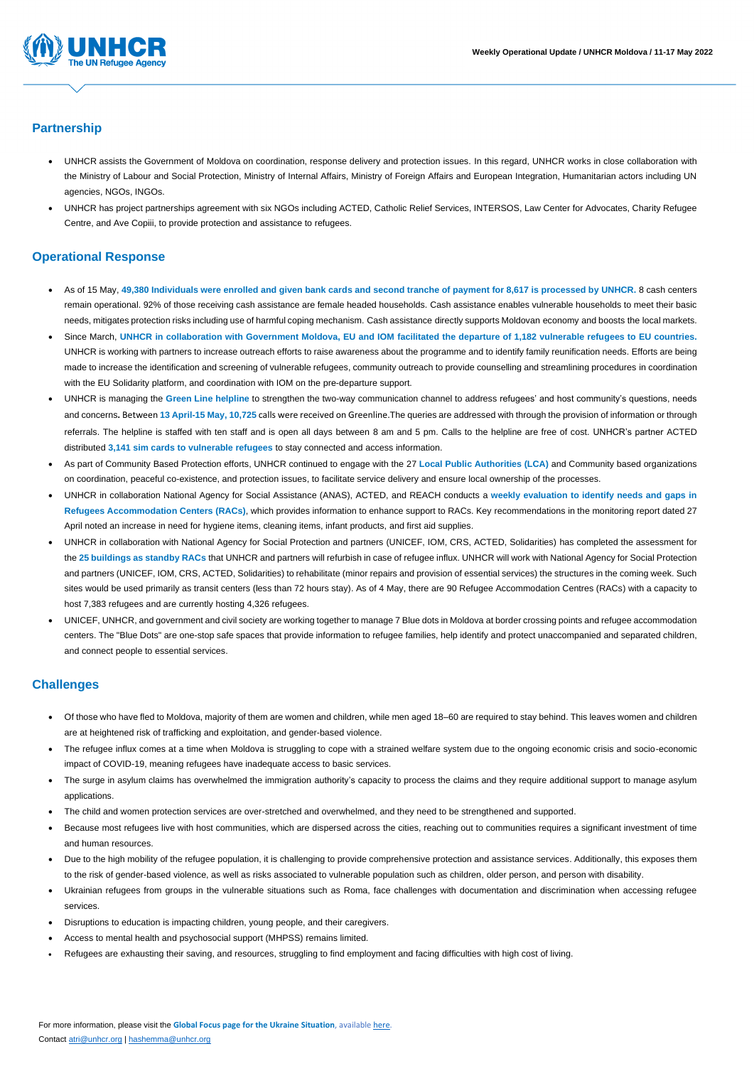## Partnership

- UNHCR assists the Government of Moldova on coordination, response delivery and protection issues. In this regard, UNHCR works in close collaboration with the Ministry of Labour and Social Protection, Ministry of Internal Affairs, Ministry of Foreign Affairs and European Integration, Humanitarian actors including UN agencies, NGOs, INGOs.
- UNHCR has project partnerships agreement with six NGOs including ACTED, Catholic Relief Services, INTERSOS, Law Center for Advocates, Charity Refugee Centre, and Ave Copiii, to provide protection and assistance to refugees.

## Operational Response

- As of 15 May, **49,380 Individuals were enrolled and given bank cards and second tranche of payment for 8,617 is processed by UNHCR.** 8 cash centers remain operational. 92% of those receiving cash assistance are female headed households. Cash assistance enables vulnerable households to meet their basic needs, mitigates protection risks including use of harmful coping mechanism. Cash assistance directly supports Moldovan economy and boosts the local markets.
- Since March, **UNHCR in collaboration with Government Moldova, EU and IOM facilitated the departure of 1,182 vulnerable refugees to EU countries.** UNHCR is working with partners to increase outreach efforts to raise awareness about the programme and to identify family reunification needs. Efforts are being made to increase the identification and screening of vulnerable refugees, community outreach to provide counselling and streamlining procedures in coordination with the EU Solidarity platform, and coordination with IOM on the pre-departure support.
- UNHCR is managing the **Green Line helpline** to strengthen the two-way communication channel to address refugees' and host community's questions, needs and concerns**.** Between **13 April-15 May, 10,725** calls were received on Greenline.The queries are addressed with through the provision of information or through referrals. The helpline is staffed with ten staff and is open all days between 8 am and 5 pm. Calls to the helpline are free of cost. UNHCR's partner ACTED distributed **3,141 sim cards to vulnerable refugees** to stay connected and access information.
- As part of Community Based Protection efforts, UNHCR continued to engage with the 27 **Local Public Authorities (LCA)** and Community based organizations on coordination, peaceful co-existence, and protection issues, to facilitate service delivery and ensure local ownership of the processes.
- UNHCR in collaboration National Agency for Social Assistance (ANAS), ACTED, and REACH conducts a **weekly evaluation to identify needs and gaps in Refugees Accommodation Centers (RACs)**, which provides information to enhance support to RACs. Key recommendations in the monitoring report dated 27 April noted an increase in need for hygiene items, cleaning items, infant products, and first aid supplies.
- UNHCR in collaboration with National Agency for Social Protection and partners (UNICEF, IOM, CRS, ACTED, Solidarities) has completed the assessment for the **25 buildings as standby RACs** that UNHCR and partners will refurbish in case of refugee influx. UNHCR will work with National Agency for Social Protection and partners (UNICEF, IOM, CRS, ACTED, Solidarities) to rehabilitate (minor repairs and provision of essential services) the structures in the coming week. Such sites would be used primarily as transit centers (less than 72 hours stay). As of 4 May, there are 90 Refugee Accommodation Centres (RACs) with a capacity to host 7,383 refugees and are currently hosting 4,326 refugees.
- UNICEF, UNHCR, and government and civil society are working together to manage 7 Blue dots in Moldova at border crossing points and refugee accommodation centers. The "Blue Dots" are one-stop safe spaces that provide information to refugee families, help identify and protect unaccompanied and separated children, and connect people to essential services.

## Challenges

- Of those who have fled to Moldova, majority of them are women and children, while men aged 18–60 are required to stay behind. This leaves women and children are at heightened risk of trafficking and exploitation, and gender-based violence.
- The refugee influx comes at a time when Moldova is struggling to cope with a strained welfare system due to the ongoing economic crisis and socio-economic impact of COVID-19, meaning refugees have inadequate access to basic services.
- The surge in asylum claims has overwhelmed the immigration authority's capacity to process the claims and they require additional support to manage asylum applications.
- The child and women protection services are over-stretched and overwhelmed, and they need to be strengthened and supported.
- Because most refugees live with host communities, which are dispersed across the cities, reaching out to communities requires a significant investment of time and human resources.
- Due to the high mobility of the refugee population, it is challenging to provide comprehensive protection and assistance services. Additionally, this exposes them to the risk of gender-based violence, as well as risks associated to vulnerable population such as children, older person, and person with disability.
- Ukrainian refugees from groups in the vulnerable situations such as Roma, face challenges with documentation and discrimination when accessing refugee services.
- Disruptions to education is impacting children, young people, and their caregivers.
- Access to mental health and psychosocial support (MHPSS) remains limited.
- Refugees are exhausting their saving, and resources, struggling to find employment and facing difficulties with high cost of living.

For more information, please visit the **Global Focus page for the Ukraine Situation**, available [here](here).
Contact atri@unhcr.org | hashemma@unhcr.org